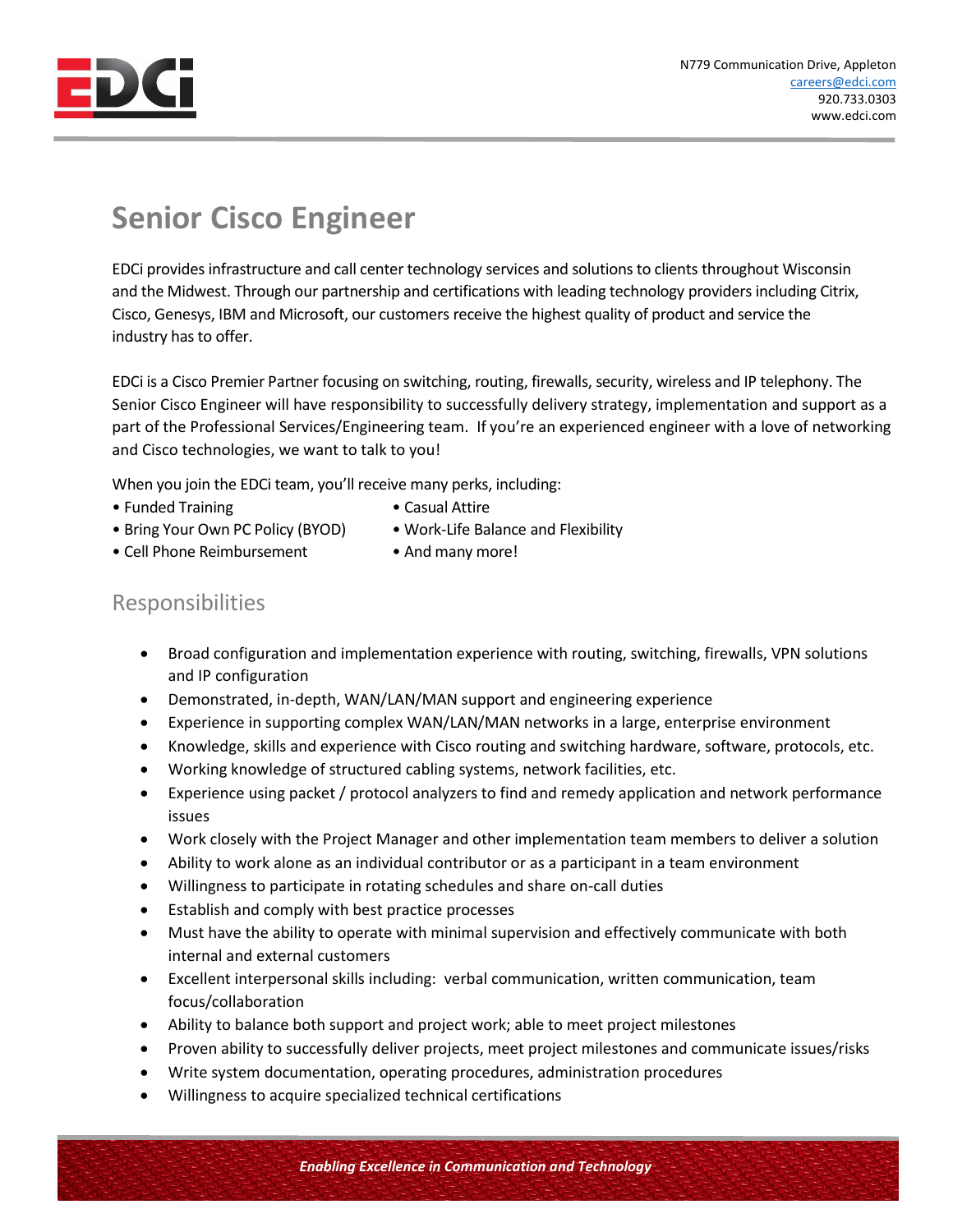N779 Communication Drive, Appleton
careers@edci.com
920.733.0303
www.edci.com

# Senior Cisco Engineer

EDCi provides infrastructure and call center technology services and solutions to clients throughout Wisconsin and the Midwest. Through our partnership and certifications with leading technology providers including Citrix, Cisco, Genesys, IBM and Microsoft, our customers receive the highest quality of product and service the industry has to offer.

EDCi is a Cisco Premier Partner focusing on switching, routing, firewalls, security, wireless and IP telephony. The Senior Cisco Engineer will have responsibility to successfully delivery strategy, implementation and support as a part of the Professional Services/Engineering team. If you're an experienced engineer with a love of networking and Cisco technologies, we want to talk to you!

When you join the EDCi team, you'll receive many perks, including:

- Funded Training
- Bring Your Own PC Policy (BYOD)
- Cell Phone Reimbursement
- Casual Attire
- Work-Life Balance and Flexibility
- And many more!

## Responsibilities

- Broad configuration and implementation experience with routing, switching, firewalls, VPN solutions and IP configuration
- Demonstrated, in-depth, WAN/LAN/MAN support and engineering experience
- Experience in supporting complex WAN/LAN/MAN networks in a large, enterprise environment
- Knowledge, skills and experience with Cisco routing and switching hardware, software, protocols, etc.
- Working knowledge of structured cabling systems, network facilities, etc.
- Experience using packet / protocol analyzers to find and remedy application and network performance issues
- Work closely with the Project Manager and other implementation team members to deliver a solution
- Ability to work alone as an individual contributor or as a participant in a team environment
- Willingness to participate in rotating schedules and share on-call duties
- Establish and comply with best practice processes
- Must have the ability to operate with minimal supervision and effectively communicate with both internal and external customers
- Excellent interpersonal skills including: verbal communication, written communication, team focus/collaboration
- Ability to balance both support and project work; able to meet project milestones
- Proven ability to successfully deliver projects, meet project milestones and communicate issues/risks
- Write system documentation, operating procedures, administration procedures
- Willingness to acquire specialized technical certifications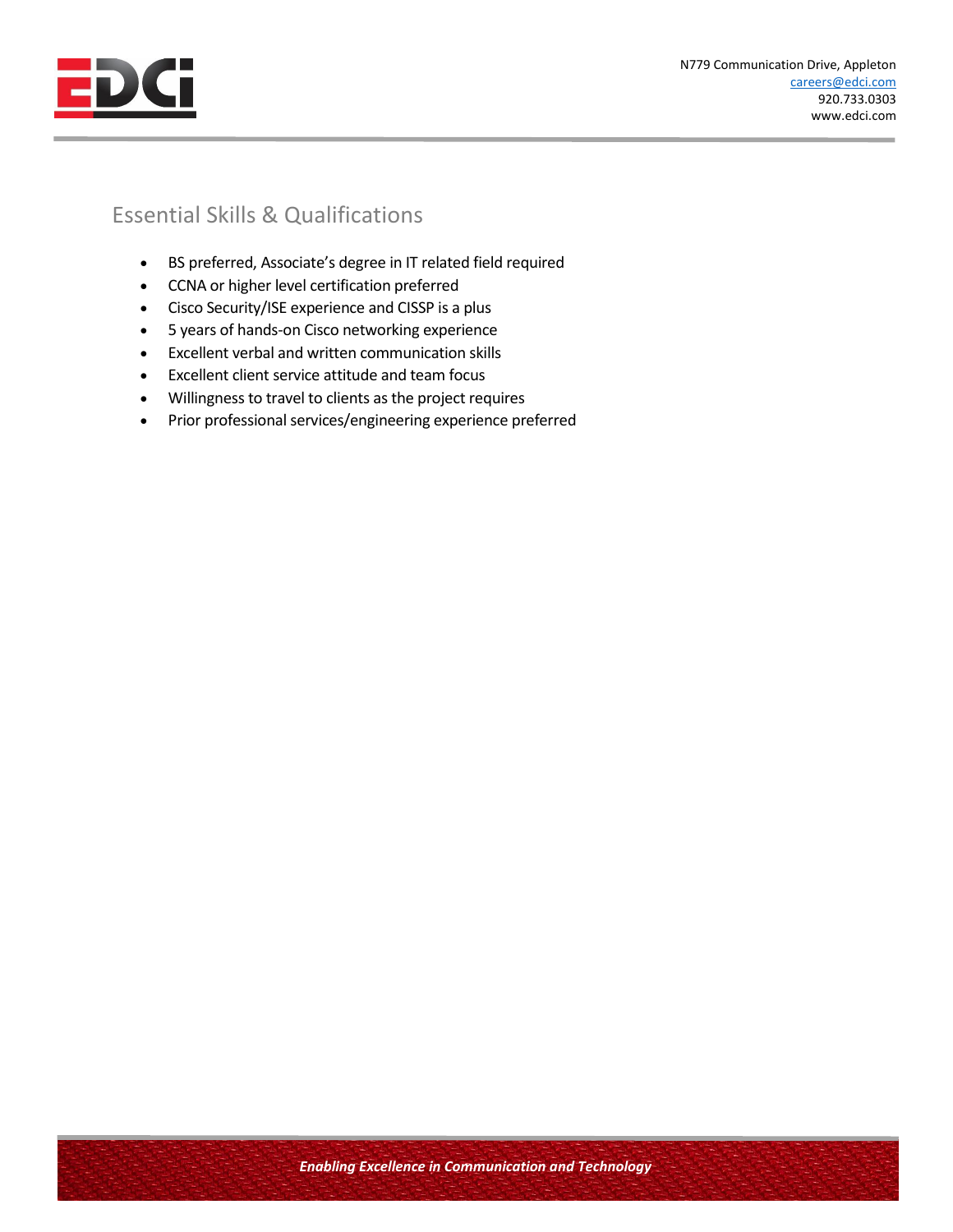## Essential Skills & Qualifications

- BS preferred, Associate's degree in IT related field required
- CCNA or higher level certification preferred
- Cisco Security/ISE experience and CISSP is a plus
- 5 years of hands-on Cisco networking experience
- Excellent verbal and written communication skills
- Excellent client service attitude and team focus
- Willingness to travel to clients as the project requires
- Prior professional services/engineering experience preferred